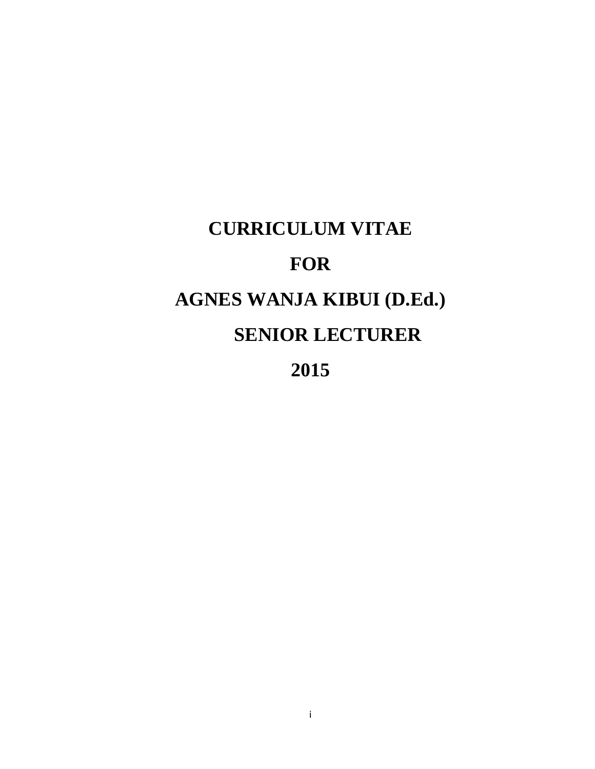# CURRICULUM VITAE

# FOR

# AGNES WANJA KIBUI (D.Ed.)

# SENIOR LECTURER

# 2015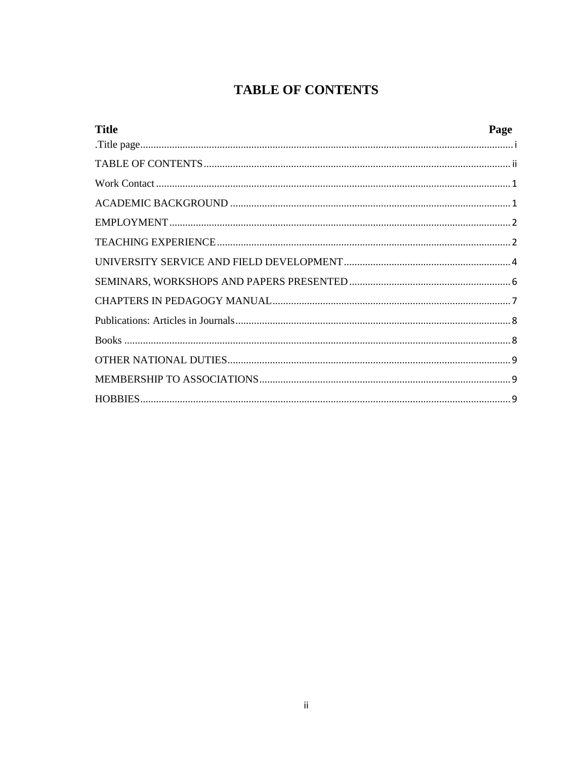# TABLE OF CONTENTS

| Title | Page |
|---|---|
| .Title page | i |
| TABLE OF CONTENTS | ii |
| Work Contact | 1 |
| ACADEMIC BACKGROUND | 1 |
| EMPLOYMENT | 2 |
| TEACHING EXPERIENCE | 2 |
| UNIVERSITY SERVICE AND FIELD DEVELOPMENT | 4 |
| SEMINARS, WORKSHOPS AND PAPERS PRESENTED | 6 |
| CHAPTERS IN PEDAGOGY MANUAL | 7 |
| Publications: Articles in Journals | 8 |
| Books | 8 |
| OTHER NATIONAL DUTIES | 9 |
| MEMBERSHIP TO ASSOCIATIONS | 9 |
| HOBBIES | 9 |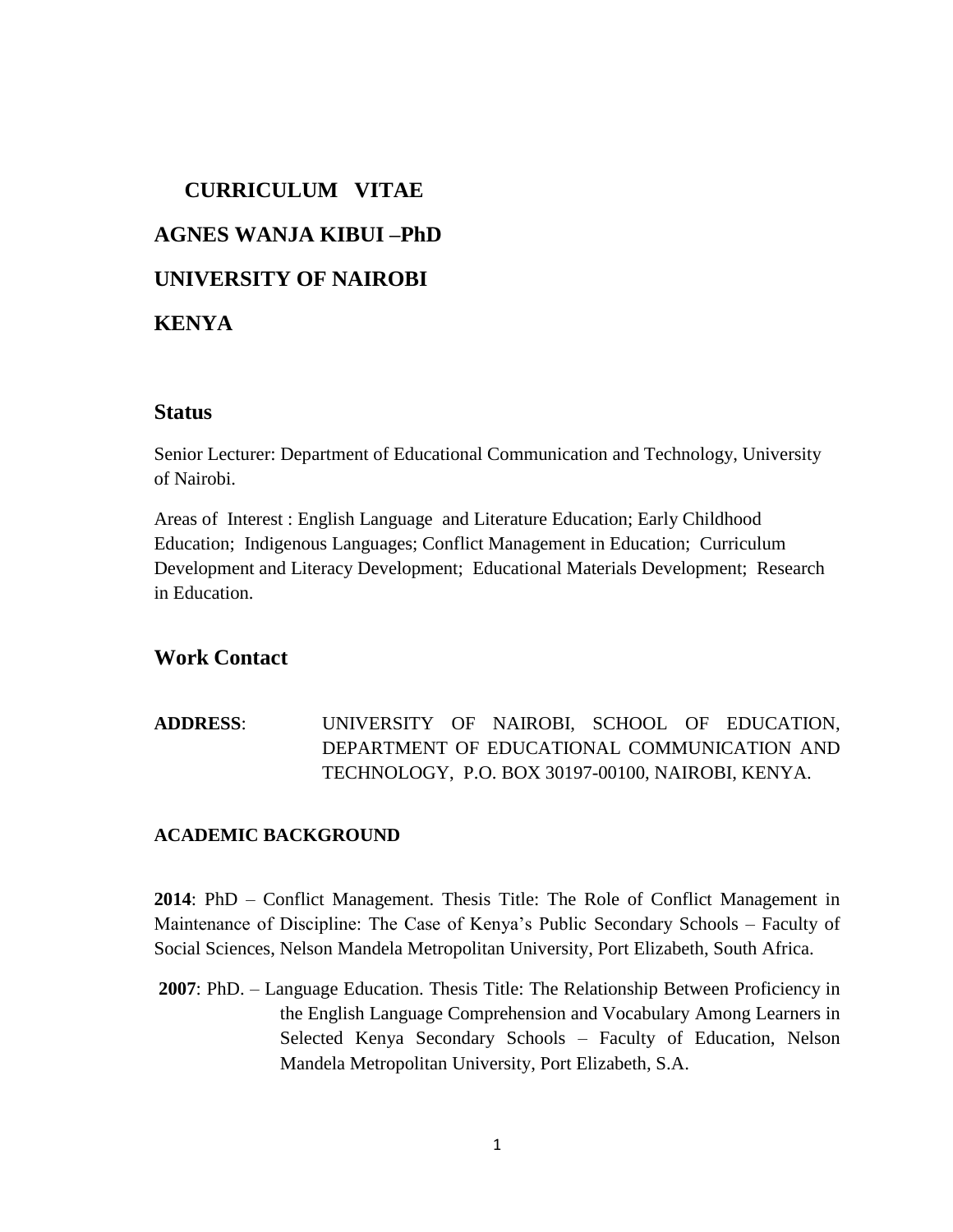# CURRICULUM VITAE

# AGNES WANJA KIBUI –PhD

# UNIVERSITY OF NAIROBI

# KENYA

## Status

Senior Lecturer: Department of Educational Communication and Technology, University of Nairobi.

Areas of Interest : English Language and Literature Education; Early Childhood Education; Indigenous Languages; Conflict Management in Education; Curriculum Development and Literacy Development; Educational Materials Development; Research in Education.

## Work Contact

**ADDRESS**: UNIVERSITY OF NAIROBI, SCHOOL OF EDUCATION, DEPARTMENT OF EDUCATIONAL COMMUNICATION AND TECHNOLOGY, P.O. BOX 30197-00100, NAIROBI, KENYA.

### ACADEMIC BACKGROUND

**2014**: PhD – Conflict Management. Thesis Title: The Role of Conflict Management in Maintenance of Discipline: The Case of Kenya's Public Secondary Schools – Faculty of Social Sciences, Nelson Mandela Metropolitan University, Port Elizabeth, South Africa.

**2007**: PhD. – Language Education. Thesis Title: The Relationship Between Proficiency in the English Language Comprehension and Vocabulary Among Learners in Selected Kenya Secondary Schools – Faculty of Education, Nelson Mandela Metropolitan University, Port Elizabeth, S.A.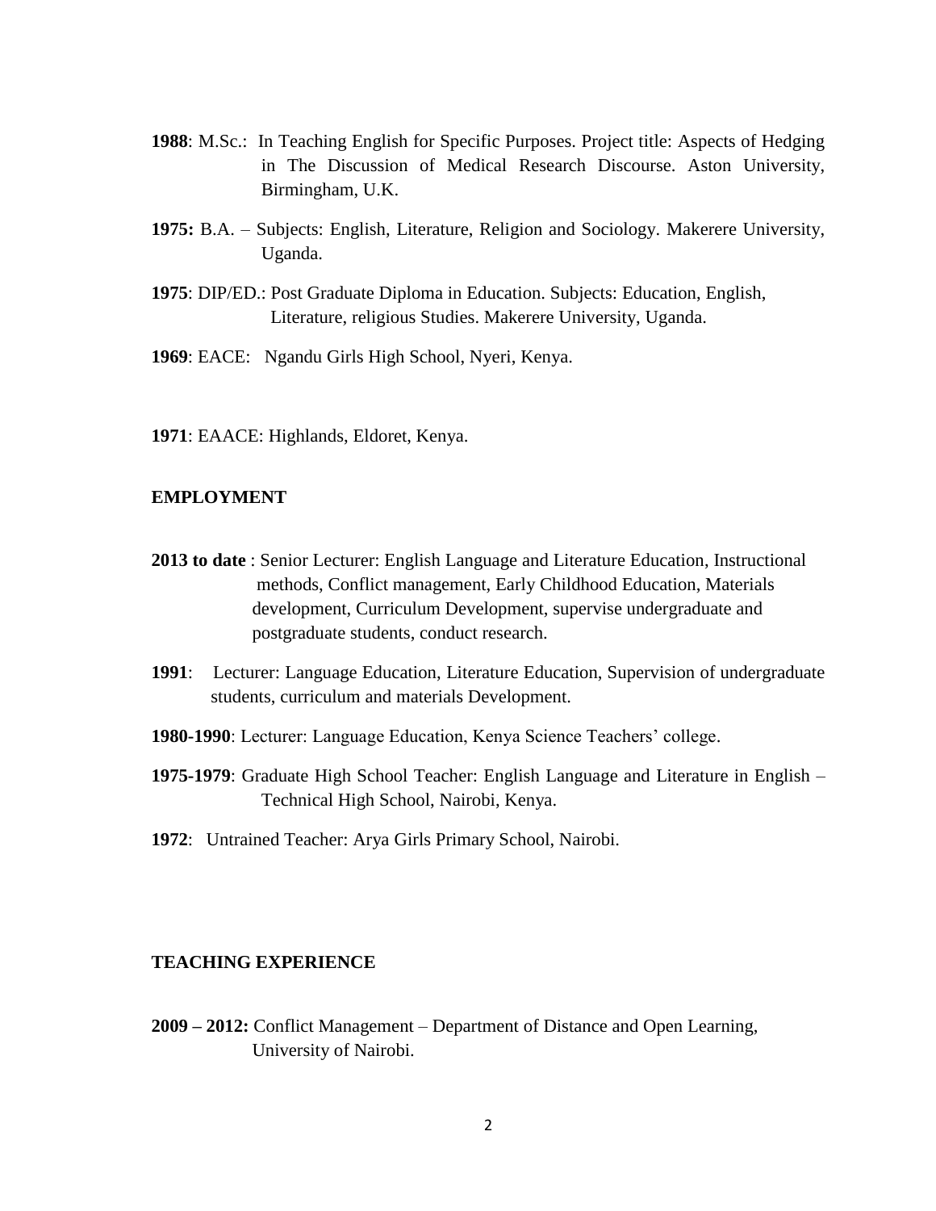**1988**: M.Sc.: In Teaching English for Specific Purposes. Project title: Aspects of Hedging in The Discussion of Medical Research Discourse. Aston University, Birmingham, U.K.

**1975:** B.A. – Subjects: English, Literature, Religion and Sociology. Makerere University, Uganda.

**1975**: DIP/ED.: Post Graduate Diploma in Education. Subjects: Education, English, Literature, religious Studies. Makerere University, Uganda.

**1969**: EACE: Ngandu Girls High School, Nyeri, Kenya.

**1971**: EAACE: Highlands, Eldoret, Kenya.

## EMPLOYMENT

**2013 to date** : Senior Lecturer: English Language and Literature Education, Instructional methods, Conflict management, Early Childhood Education, Materials development, Curriculum Development, supervise undergraduate and postgraduate students, conduct research.

**1991**: Lecturer: Language Education, Literature Education, Supervision of undergraduate students, curriculum and materials Development.

**1980-1990**: Lecturer: Language Education, Kenya Science Teachers' college.

**1975-1979**: Graduate High School Teacher: English Language and Literature in English – Technical High School, Nairobi, Kenya.

**1972**: Untrained Teacher: Arya Girls Primary School, Nairobi.

## TEACHING EXPERIENCE

**2009 – 2012:** Conflict Management – Department of Distance and Open Learning, University of Nairobi.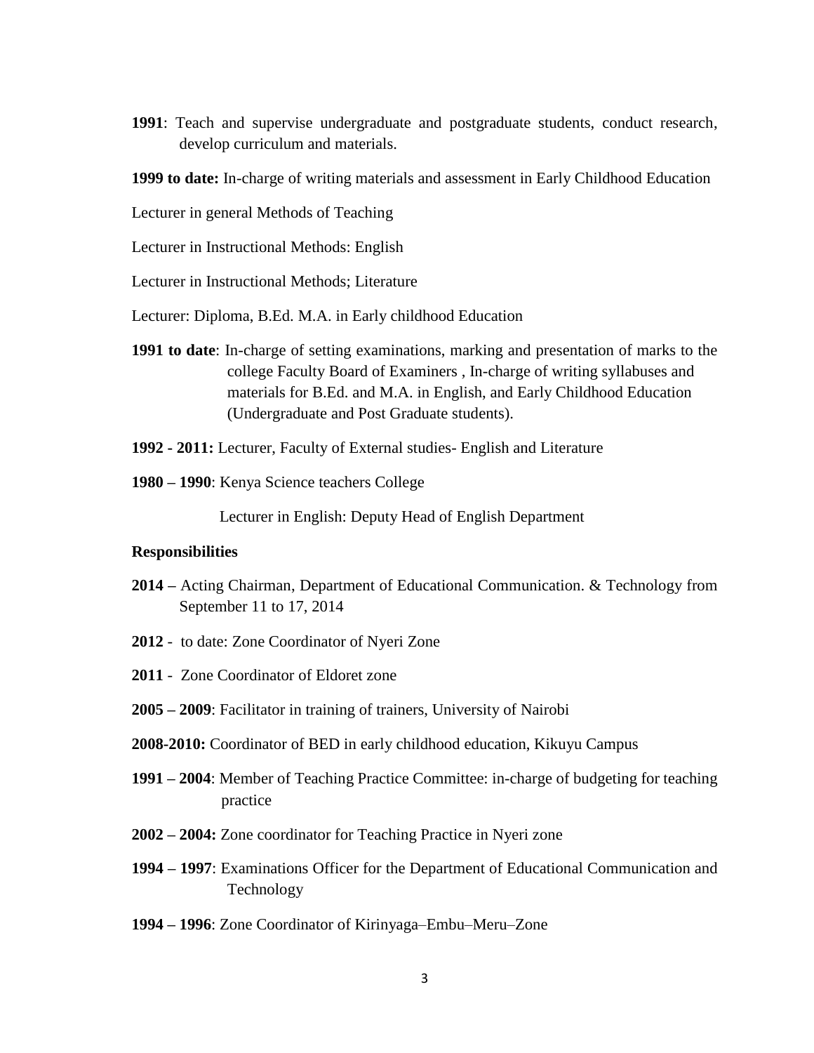**1991**: Teach and supervise undergraduate and postgraduate students, conduct research, develop curriculum and materials.

**1999 to date:** In-charge of writing materials and assessment in Early Childhood Education

Lecturer in general Methods of Teaching

Lecturer in Instructional Methods: English

Lecturer in Instructional Methods; Literature

Lecturer: Diploma, B.Ed. M.A. in Early childhood Education

**1991 to date**: In-charge of setting examinations, marking and presentation of marks to the college Faculty Board of Examiners , In-charge of writing syllabuses and materials for B.Ed. and M.A. in English, and Early Childhood Education (Undergraduate and Post Graduate students).

**1992 - 2011:** Lecturer, Faculty of External studies- English and Literature

**1980 – 1990**: Kenya Science teachers College

Lecturer in English: Deputy Head of English Department

**Responsibilities**

**2014 –** Acting Chairman, Department of Educational Communication. & Technology from September 11 to 17, 2014

**2012** - to date: Zone Coordinator of Nyeri Zone

**2011** - Zone Coordinator of Eldoret zone

**2005 – 2009**: Facilitator in training of trainers, University of Nairobi

**2008-2010:** Coordinator of BED in early childhood education, Kikuyu Campus

**1991 – 2004**: Member of Teaching Practice Committee: in-charge of budgeting for teaching practice

**2002 – 2004:** Zone coordinator for Teaching Practice in Nyeri zone

**1994 – 1997**: Examinations Officer for the Department of Educational Communication and Technology

**1994 – 1996**: Zone Coordinator of Kirinyaga–Embu–Meru–Zone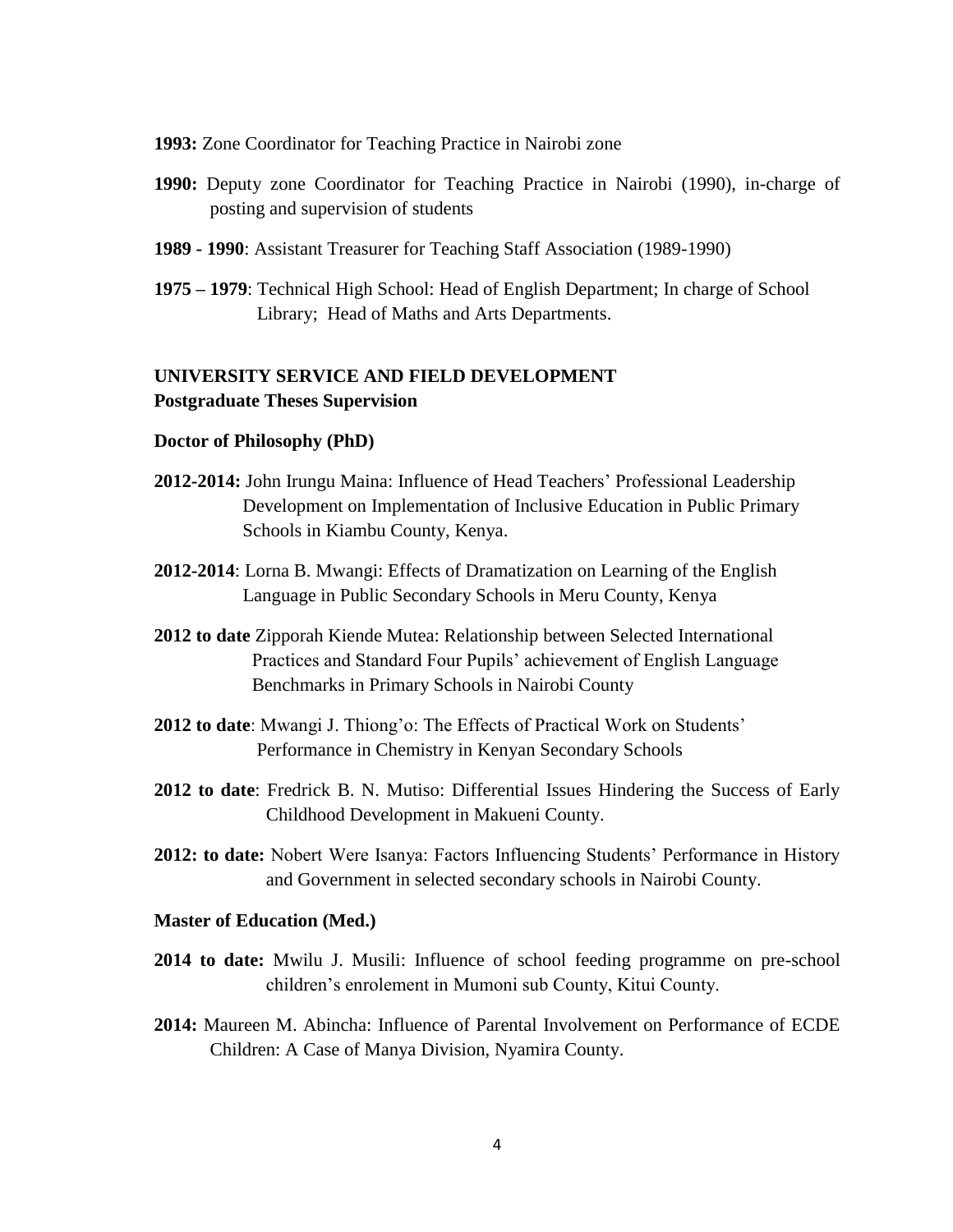**1993:** Zone Coordinator for Teaching Practice in Nairobi zone

**1990:** Deputy zone Coordinator for Teaching Practice in Nairobi (1990), in-charge of posting and supervision of students

**1989 - 1990**: Assistant Treasurer for Teaching Staff Association (1989-1990)

**1975 – 1979**: Technical High School: Head of English Department; In charge of School Library; Head of Maths and Arts Departments.

## UNIVERSITY SERVICE AND FIELD DEVELOPMENT

### Postgraduate Theses Supervision

#### Doctor of Philosophy (PhD)

**2012-2014:** John Irungu Maina: Influence of Head Teachers' Professional Leadership Development on Implementation of Inclusive Education in Public Primary Schools in Kiambu County, Kenya.

**2012-2014**: Lorna B. Mwangi: Effects of Dramatization on Learning of the English Language in Public Secondary Schools in Meru County, Kenya

**2012 to date** Zipporah Kiende Mutea: Relationship between Selected International Practices and Standard Four Pupils' achievement of English Language Benchmarks in Primary Schools in Nairobi County

**2012 to date**: Mwangi J. Thiong'o: The Effects of Practical Work on Students' Performance in Chemistry in Kenyan Secondary Schools

**2012 to date**: Fredrick B. N. Mutiso: Differential Issues Hindering the Success of Early Childhood Development in Makueni County.

**2012: to date:** Nobert Were Isanya: Factors Influencing Students' Performance in History and Government in selected secondary schools in Nairobi County.

#### Master of Education (Med.)

**2014 to date:** Mwilu J. Musili: Influence of school feeding programme on pre-school children's enrolement in Mumoni sub County, Kitui County.

**2014:** Maureen M. Abincha: Influence of Parental Involvement on Performance of ECDE Children: A Case of Manya Division, Nyamira County.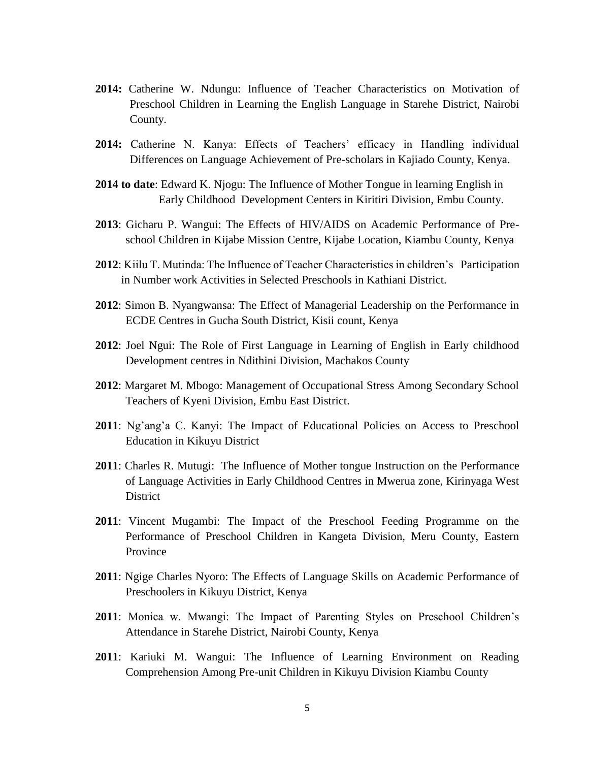**2014:** Catherine W. Ndungu: Influence of Teacher Characteristics on Motivation of Preschool Children in Learning the English Language in Starehe District, Nairobi County.

**2014:** Catherine N. Kanya: Effects of Teachers' efficacy in Handling individual Differences on Language Achievement of Pre-scholars in Kajiado County, Kenya.

**2014 to date**: Edward K. Njogu: The Influence of Mother Tongue in learning English in Early Childhood Development Centers in Kiritiri Division, Embu County.

**2013**: Gicharu P. Wangui: The Effects of HIV/AIDS on Academic Performance of Pre-school Children in Kijabe Mission Centre, Kijabe Location, Kiambu County, Kenya

**2012**: Kiilu T. Mutinda: The Influence of Teacher Characteristics in children's Participation in Number work Activities in Selected Preschools in Kathiani District.

**2012**: Simon B. Nyangwansa: The Effect of Managerial Leadership on the Performance in ECDE Centres in Gucha South District, Kisii count, Kenya

**2012**: Joel Ngui: The Role of First Language in Learning of English in Early childhood Development centres in Ndithini Division, Machakos County

**2012**: Margaret M. Mbogo: Management of Occupational Stress Among Secondary School Teachers of Kyeni Division, Embu East District.

**2011**: Ng'ang'a C. Kanyi: The Impact of Educational Policies on Access to Preschool Education in Kikuyu District

**2011**: Charles R. Mutugi: The Influence of Mother tongue Instruction on the Performance of Language Activities in Early Childhood Centres in Mwerua zone, Kirinyaga West District

**2011**: Vincent Mugambi: The Impact of the Preschool Feeding Programme on the Performance of Preschool Children in Kangeta Division, Meru County, Eastern Province

**2011**: Ngige Charles Nyoro: The Effects of Language Skills on Academic Performance of Preschoolers in Kikuyu District, Kenya

**2011**: Monica w. Mwangi: The Impact of Parenting Styles on Preschool Children's Attendance in Starehe District, Nairobi County, Kenya

**2011**: Kariuki M. Wangui: The Influence of Learning Environment on Reading Comprehension Among Pre-unit Children in Kikuyu Division Kiambu County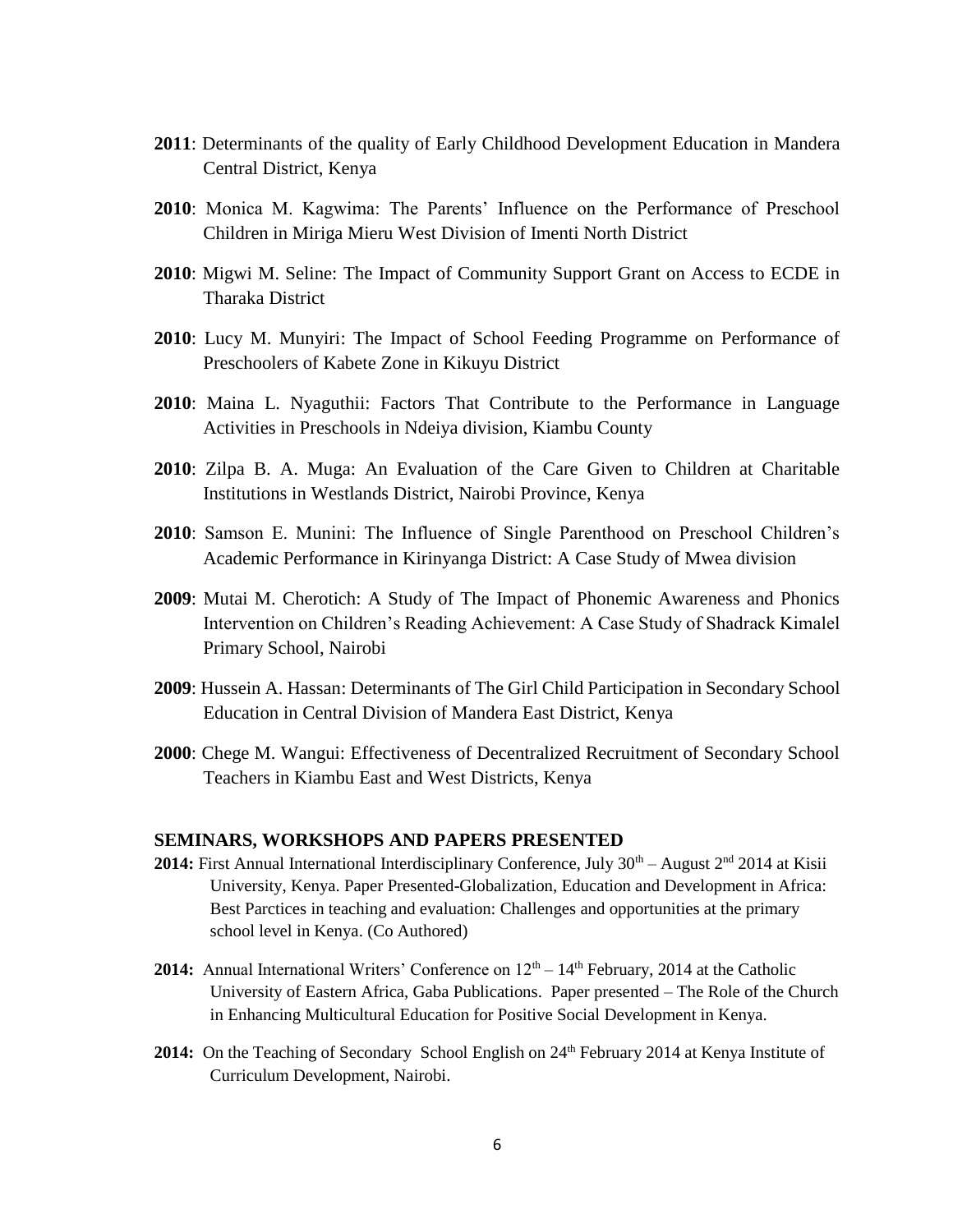**2011**: Determinants of the quality of Early Childhood Development Education in Mandera Central District, Kenya

**2010**: Monica M. Kagwima: The Parents' Influence on the Performance of Preschool Children in Miriga Mieru West Division of Imenti North District

**2010**: Migwi M. Seline: The Impact of Community Support Grant on Access to ECDE in Tharaka District

**2010**: Lucy M. Munyiri: The Impact of School Feeding Programme on Performance of Preschoolers of Kabete Zone in Kikuyu District

**2010**: Maina L. Nyaguthii: Factors That Contribute to the Performance in Language Activities in Preschools in Ndeiya division, Kiambu County

**2010**: Zilpa B. A. Muga: An Evaluation of the Care Given to Children at Charitable Institutions in Westlands District, Nairobi Province, Kenya

**2010**: Samson E. Munini: The Influence of Single Parenthood on Preschool Children's Academic Performance in Kirinyanga District: A Case Study of Mwea division

**2009**: Mutai M. Cherotich: A Study of The Impact of Phonemic Awareness and Phonics Intervention on Children's Reading Achievement: A Case Study of Shadrack Kimalel Primary School, Nairobi

**2009**: Hussein A. Hassan: Determinants of The Girl Child Participation in Secondary School Education in Central Division of Mandera East District, Kenya

**2000**: Chege M. Wangui: Effectiveness of Decentralized Recruitment of Secondary School Teachers in Kiambu East and West Districts, Kenya

## SEMINARS, WORKSHOPS AND PAPERS PRESENTED

**2014:** First Annual International Interdisciplinary Conference, July 30th – August 2nd 2014 at Kisii University, Kenya. Paper Presented-Globalization, Education and Development in Africa: Best Parctices in teaching and evaluation: Challenges and opportunities at the primary school level in Kenya. (Co Authored)

**2014:** Annual International Writers' Conference on 12th – 14th February, 2014 at the Catholic University of Eastern Africa, Gaba Publications. Paper presented – The Role of the Church in Enhancing Multicultural Education for Positive Social Development in Kenya.

**2014:** On the Teaching of Secondary School English on 24th February 2014 at Kenya Institute of Curriculum Development, Nairobi.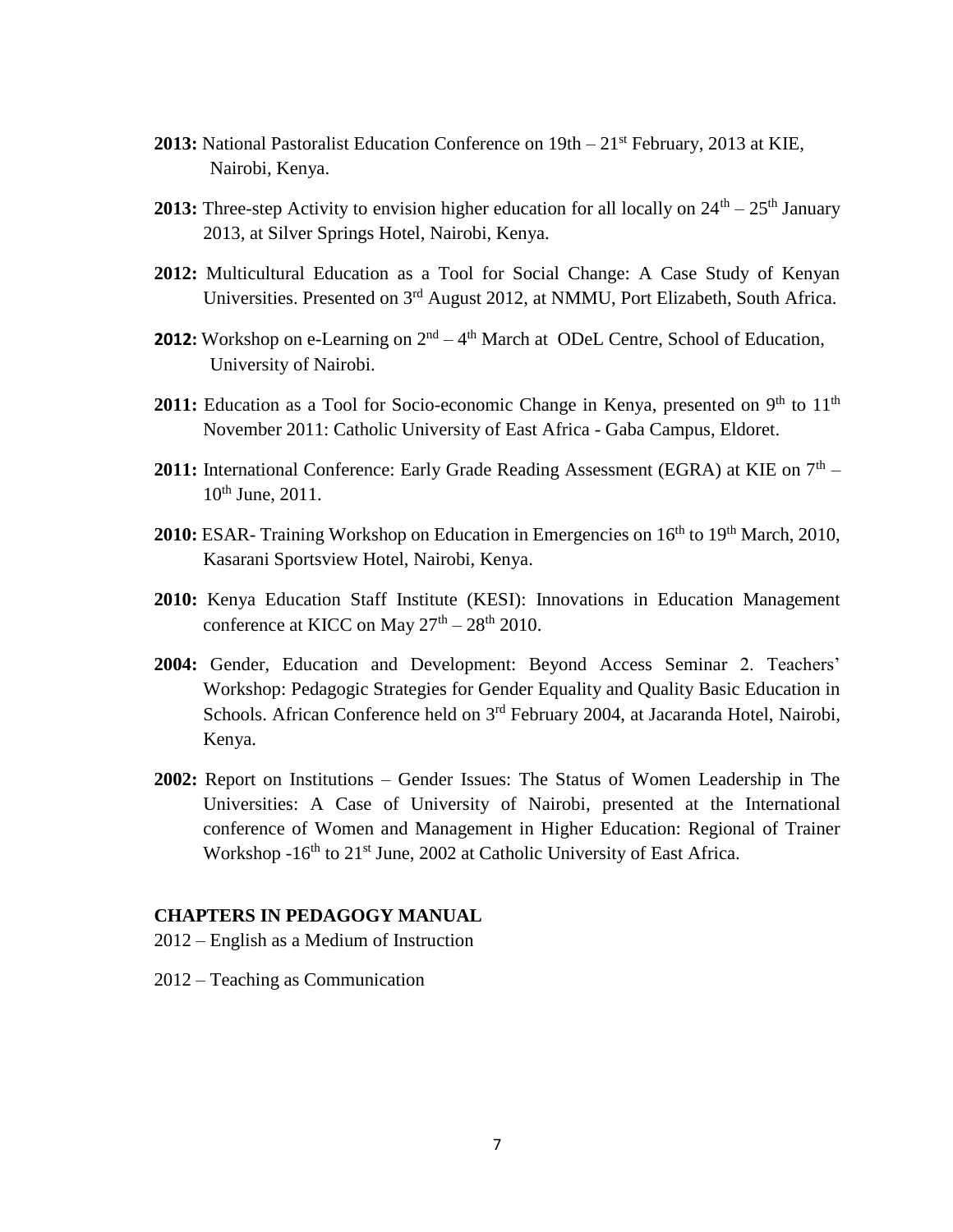**2013:** National Pastoralist Education Conference on 19th – 21st February, 2013 at KIE, Nairobi, Kenya.

**2013:** Three-step Activity to envision higher education for all locally on 24th – 25th January 2013, at Silver Springs Hotel, Nairobi, Kenya.

**2012:** Multicultural Education as a Tool for Social Change: A Case Study of Kenyan Universities. Presented on 3rd August 2012, at NMMU, Port Elizabeth, South Africa.

**2012:** Workshop on e-Learning on 2nd – 4th March at ODeL Centre, School of Education, University of Nairobi.

**2011:** Education as a Tool for Socio-economic Change in Kenya, presented on 9th to 11th November 2011: Catholic University of East Africa - Gaba Campus, Eldoret.

**2011:** International Conference: Early Grade Reading Assessment (EGRA) at KIE on 7th – 10th June, 2011.

**2010:** ESAR- Training Workshop on Education in Emergencies on 16th to 19th March, 2010, Kasarani Sportsview Hotel, Nairobi, Kenya.

**2010:** Kenya Education Staff Institute (KESI): Innovations in Education Management conference at KICC on May 27th – 28th 2010.

**2004:** Gender, Education and Development: Beyond Access Seminar 2. Teachers' Workshop: Pedagogic Strategies for Gender Equality and Quality Basic Education in Schools. African Conference held on 3rd February 2004, at Jacaranda Hotel, Nairobi, Kenya.

**2002:** Report on Institutions – Gender Issues: The Status of Women Leadership in The Universities: A Case of University of Nairobi, presented at the International conference of Women and Management in Higher Education: Regional of Trainer Workshop -16th to 21st June, 2002 at Catholic University of East Africa.

**CHAPTERS IN PEDAGOGY MANUAL**

2012 – English as a Medium of Instruction

2012 – Teaching as Communication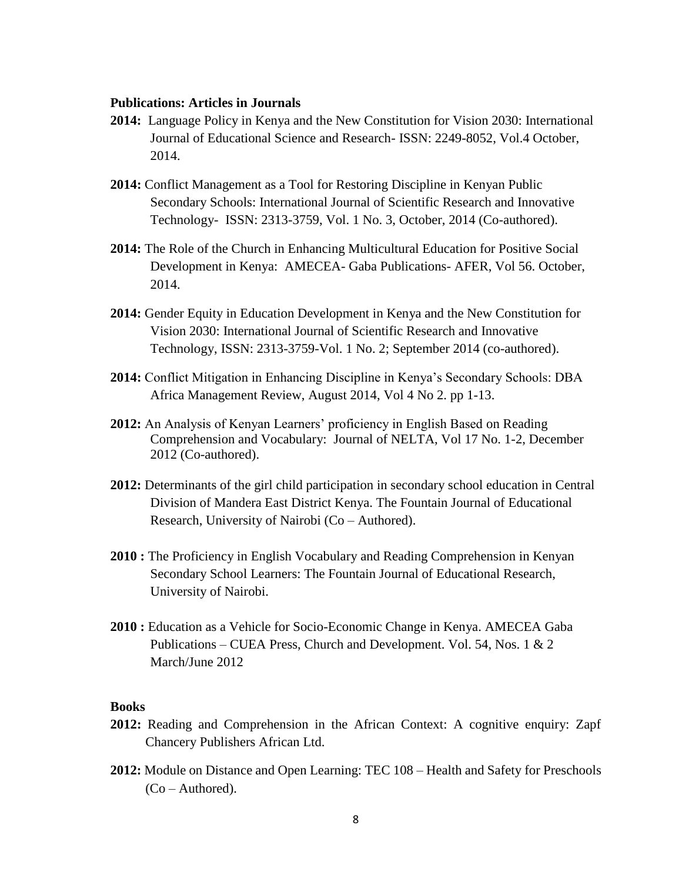**Publications: Articles in Journals**

**2014:** Language Policy in Kenya and the New Constitution for Vision 2030: International Journal of Educational Science and Research- ISSN: 2249-8052, Vol.4 October, 2014.

**2014:** Conflict Management as a Tool for Restoring Discipline in Kenyan Public Secondary Schools: International Journal of Scientific Research and Innovative Technology- ISSN: 2313-3759, Vol. 1 No. 3, October, 2014 (Co-authored).

**2014:** The Role of the Church in Enhancing Multicultural Education for Positive Social Development in Kenya: AMECEA- Gaba Publications- AFER, Vol 56. October, 2014.

**2014:** Gender Equity in Education Development in Kenya and the New Constitution for Vision 2030: International Journal of Scientific Research and Innovative Technology, ISSN: 2313-3759-Vol. 1 No. 2; September 2014 (co-authored).

**2014:** Conflict Mitigation in Enhancing Discipline in Kenya's Secondary Schools: DBA Africa Management Review, August 2014, Vol 4 No 2. pp 1-13.

**2012:** An Analysis of Kenyan Learners' proficiency in English Based on Reading Comprehension and Vocabulary: Journal of NELTA, Vol 17 No. 1-2, December 2012 (Co-authored).

**2012:** Determinants of the girl child participation in secondary school education in Central Division of Mandera East District Kenya. The Fountain Journal of Educational Research, University of Nairobi (Co – Authored).

**2010 :** The Proficiency in English Vocabulary and Reading Comprehension in Kenyan Secondary School Learners: The Fountain Journal of Educational Research, University of Nairobi.

**2010 :** Education as a Vehicle for Socio-Economic Change in Kenya. AMECEA Gaba Publications – CUEA Press, Church and Development. Vol. 54, Nos. 1 & 2 March/June 2012

**Books**

**2012:** Reading and Comprehension in the African Context: A cognitive enquiry: Zapf Chancery Publishers African Ltd.

**2012:** Module on Distance and Open Learning: TEC 108 – Health and Safety for Preschools (Co – Authored).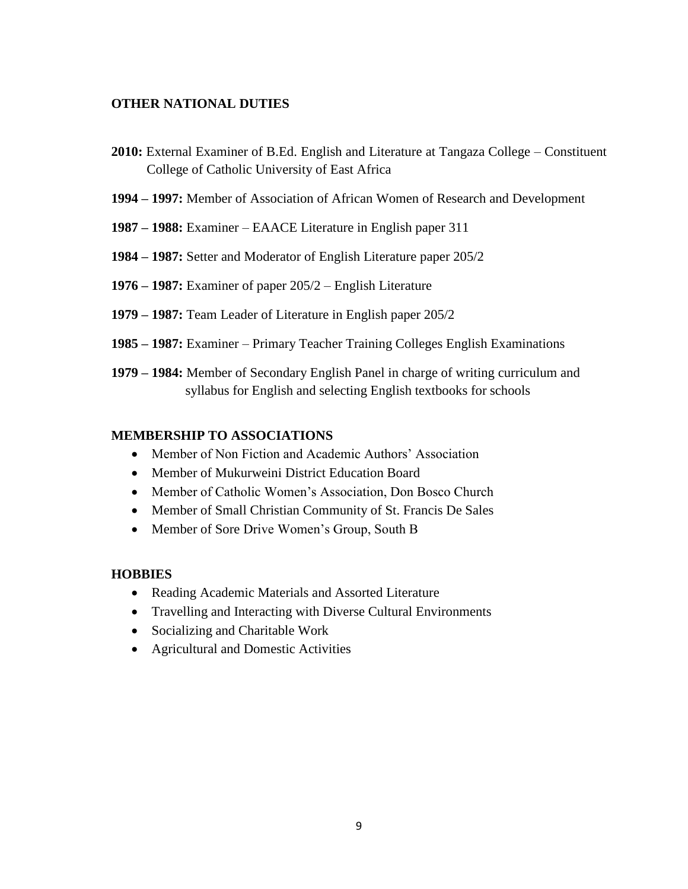## OTHER NATIONAL DUTIES

**2010:** External Examiner of B.Ed. English and Literature at Tangaza College – Constituent College of Catholic University of East Africa

**1994 – 1997:** Member of Association of African Women of Research and Development

**1987 – 1988:** Examiner – EAACE Literature in English paper 311

**1984 – 1987:** Setter and Moderator of English Literature paper 205/2

**1976 – 1987:** Examiner of paper 205/2 – English Literature

**1979 – 1987:** Team Leader of Literature in English paper 205/2

**1985 – 1987:** Examiner – Primary Teacher Training Colleges English Examinations

**1979 – 1984:** Member of Secondary English Panel in charge of writing curriculum and syllabus for English and selecting English textbooks for schools

## MEMBERSHIP TO ASSOCIATIONS

- Member of Non Fiction and Academic Authors' Association
- Member of Mukurweini District Education Board
- Member of Catholic Women's Association, Don Bosco Church
- Member of Small Christian Community of St. Francis De Sales
- Member of Sore Drive Women's Group, South B

## HOBBIES

- Reading Academic Materials and Assorted Literature
- Travelling and Interacting with Diverse Cultural Environments
- Socializing and Charitable Work
- Agricultural and Domestic Activities